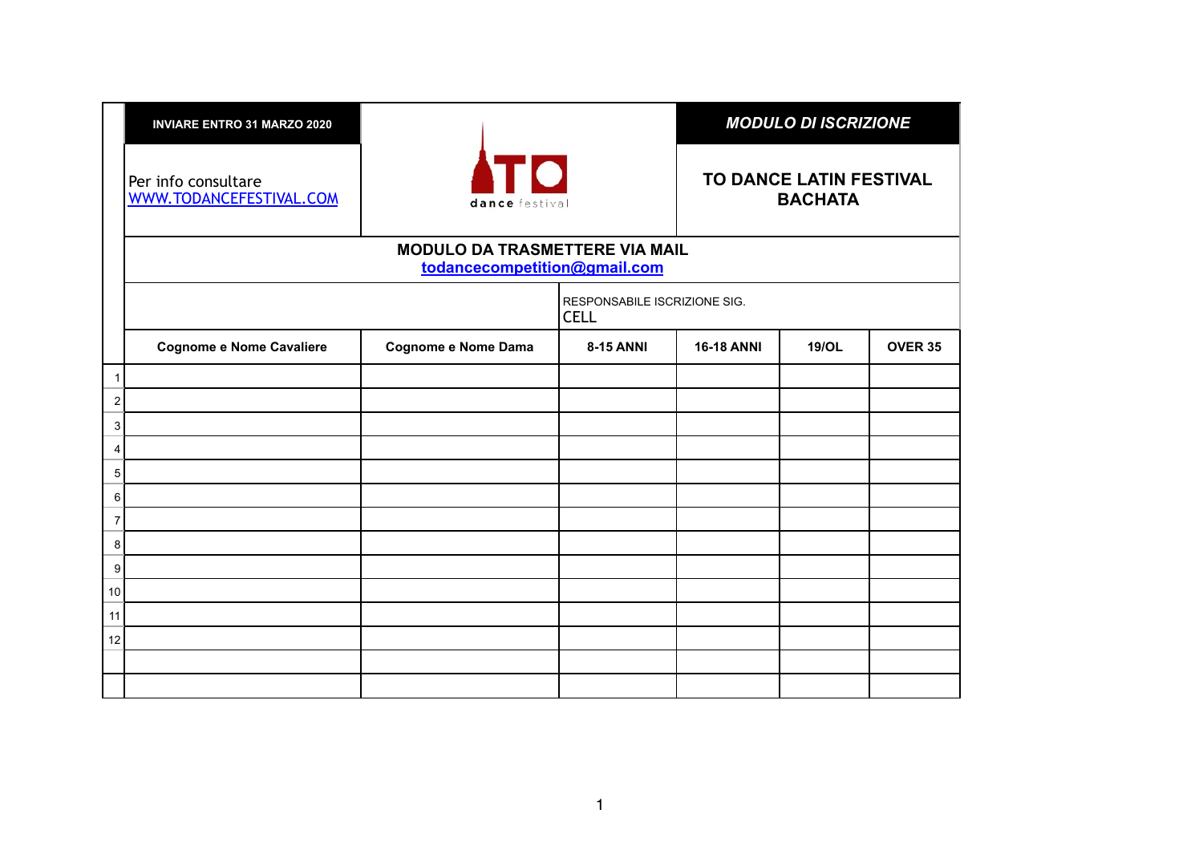**INVIARE ENTRO 31 MARZO 2020**

Per info consultare
WWW.TODANCEFESTIVAL.COM

TO dance festival

***MODULO DI ISCRIZIONE***

**TO DANCE LATIN FESTIVAL BACHATA**

**MODULO DA TRASMETTERE VIA MAIL**
**todancecompetition@gmail.com**

RESPONSABILE ISCRIZIONE SIG.
CELL

| | Cognome e Nome Cavaliere | Cognome e Nome Dama | 8-15 ANNI | 16-18 ANNI | 19/OL | OVER 35 |
|---|---|---|---|---|---|---|
| 1 | | | | | | |
| 2 | | | | | | |
| 3 | | | | | | |
| 4 | | | | | | |
| 5 | | | | | | |
| 6 | | | | | | |
| 7 | | | | | | |
| 8 | | | | | | |
| 9 | | | | | | |
| 10 | | | | | | |
| 11 | | | | | | |
| 12 | | | | | | |
| | | | | | | |
| | | | | | | |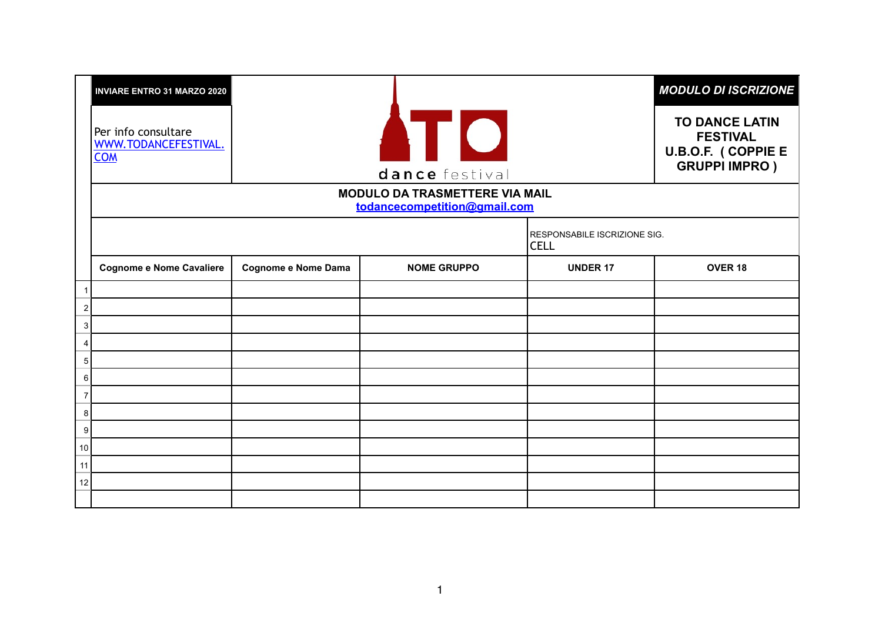**INVIARE ENTRO 31 MARZO 2020**

Per info consultare [WWW.TODANCEFESTIVAL.COM](http://WWW.TODANCEFESTIVAL.COM)

TO dance festival

***MODULO DI ISCRIZIONE***

**TO DANCE LATIN FESTIVAL U.B.O.F. ( COPPIE E GRUPPI IMPRO )**

**MODULO DA TRASMETTERE VIA MAIL**
**todancecompetition@gmail.com**

RESPONSABILE ISCRIZIONE SIG.
CELL

| | Cognome e Nome Cavaliere | Cognome e Nome Dama | NOME GRUPPO | UNDER 17 | OVER 18 |
|---|---|---|---|---|---|
| 1 | | | | | |
| 2 | | | | | |
| 3 | | | | | |
| 4 | | | | | |
| 5 | | | | | |
| 6 | | | | | |
| 7 | | | | | |
| 8 | | | | | |
| 9 | | | | | |
| 10 | | | | | |
| 11 | | | | | |
| 12 | | | | | |
| | | | | | |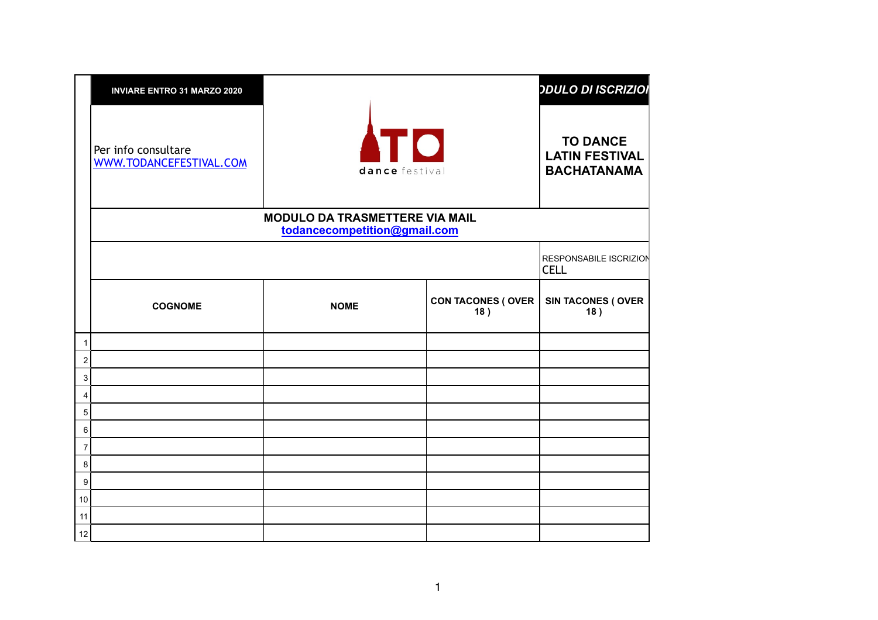**INVIARE ENTRO 31 MARZO 2020**

*ODULO DI ISCRIZIOI*

Per info consultare
WWW.TODANCEFESTIVAL.COM

TO dance festival

**TO DANCE LATIN FESTIVAL BACHATANAMA**

**MODULO DA TRASMETTERE VIA MAIL**
**todancecompetition@gmail.com**

RESPONSABILE ISCRIZION
CELL

| | COGNOME | NOME | CON TACONES ( OVER 18 ) | SIN TACONES ( OVER 18 ) |
|---|---|---|---|---|
| 1 | | | | |
| 2 | | | | |
| 3 | | | | |
| 4 | | | | |
| 5 | | | | |
| 6 | | | | |
| 7 | | | | |
| 8 | | | | |
| 9 | | | | |
| 10 | | | | |
| 11 | | | | |
| 12 | | | | |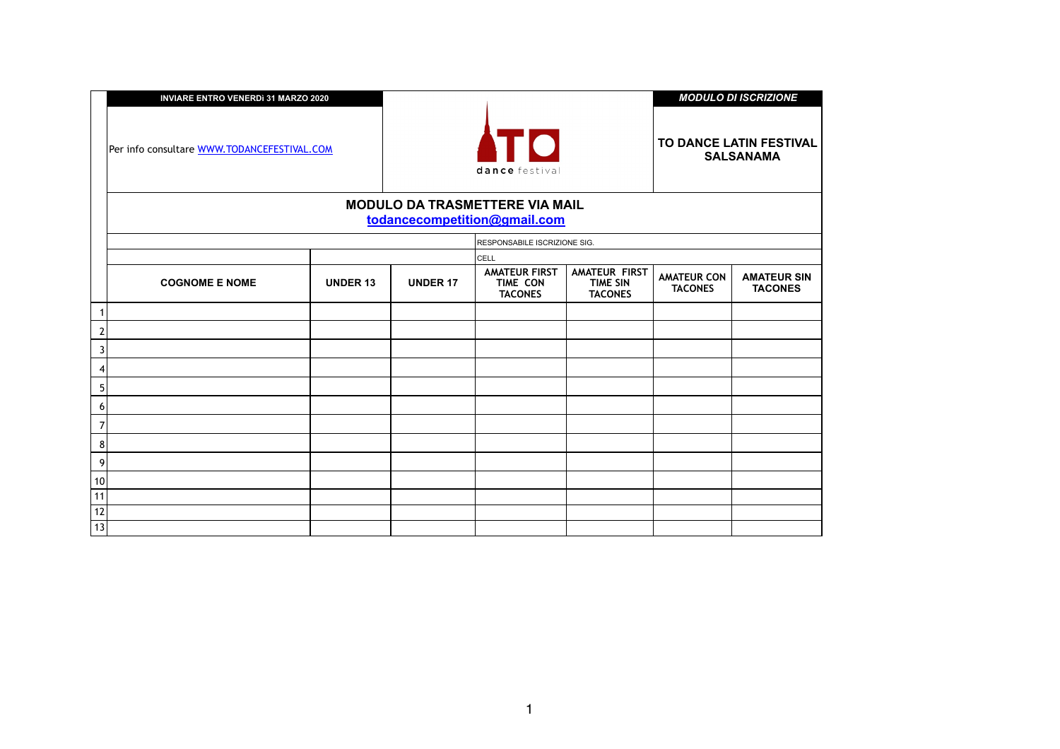**INVIARE ENTRO VENERDì 31 MARZO 2020**

Per info consultare [WWW.TODANCEFESTIVAL.COM](http://WWW.TODANCEFESTIVAL.COM)

TO dance festival

***MODULO DI ISCRIZIONE***

**TO DANCE LATIN FESTIVAL SALSANAMA**

## MODULO DA TRASMETTERE VIA MAIL

**todancecompetition@gmail.com**

RESPONSABILE ISCRIZIONE SIG.

CELL

| | COGNOME E NOME | UNDER 13 | UNDER 17 | AMATEUR FIRST TIME CON TACONES | AMATEUR FIRST TIME SIN TACONES | AMATEUR CON TACONES | AMATEUR SIN TACONES |
|---|---|---|---|---|---|---|---|
| 1 | | | | | | | |
| 2 | | | | | | | |
| 3 | | | | | | | |
| 4 | | | | | | | |
| 5 | | | | | | | |
| 6 | | | | | | | |
| 7 | | | | | | | |
| 8 | | | | | | | |
| 9 | | | | | | | |
| 10 | | | | | | | |
| 11 | | | | | | | |
| 12 | | | | | | | |
| 13 | | | | | | | |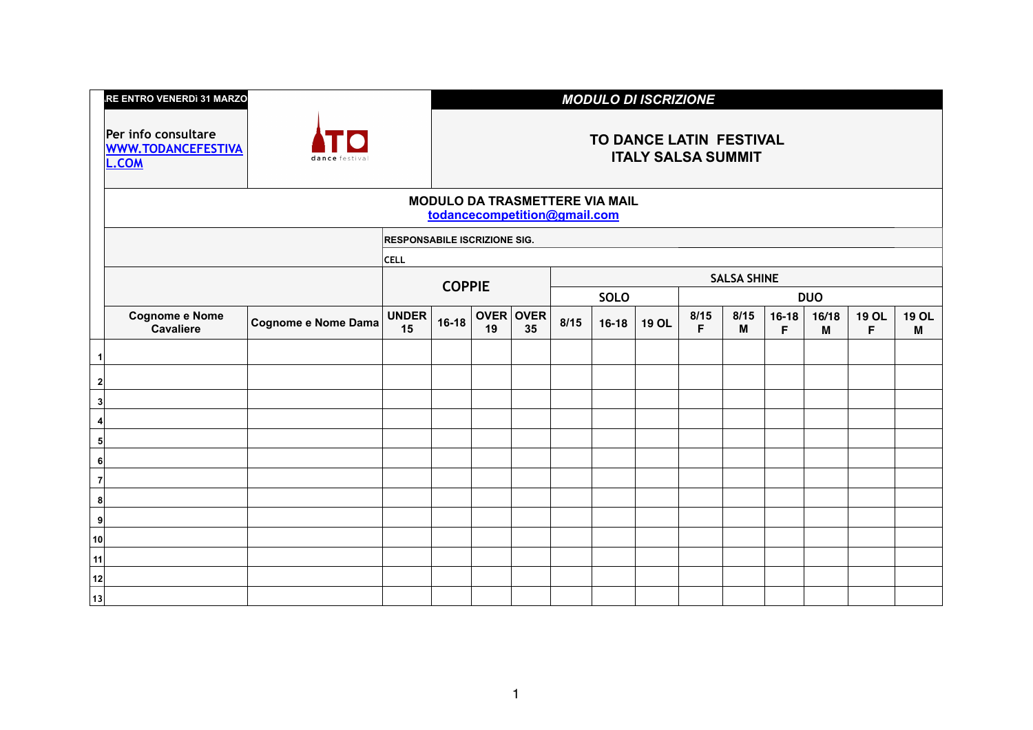.RE ENTRO VENERDì 31 MARZO

Per info consultare [WWW.TODANCEFESTIVAL.COM](http://WWW.TODANCEFESTIVAL.COM)

TO dance festival

***MODULO DI ISCRIZIONE***

**TO DANCE LATIN FESTIVAL**
**ITALY SALSA SUMMIT**

**MODULO DA TRASMETTERE VIA MAIL**
**todancecompetition@gmail.com**

**RESPONSABILE ISCRIZIONE SIG.**

**CELL**

| | | | COPPIE | | | | SALSA SHINE | | | | | | | | | |
|---|---|---|---|---|---|---|---|---|---|---|---|---|---|---|---|---|
| | | | | | | | SOLO | | | DUO | | | | | | |
| | **Cognome e Nome Cavaliere** | **Cognome e Nome Dama** | **UNDER 15** | **16-18** | **OVER 19** | **OVER 35** | **8/15** | **16-18** | **19 OL** | **8/15 F** | **8/15 M** | **16-18 F** | **16/18 M** | **19 OL F** | **19 OL M** |
| 1 | | | | | | | | | | | | | | | | |
| 2 | | | | | | | | | | | | | | | | |
| 3 | | | | | | | | | | | | | | | | |
| 4 | | | | | | | | | | | | | | | | |
| 5 | | | | | | | | | | | | | | | | |
| 6 | | | | | | | | | | | | | | | | |
| 7 | | | | | | | | | | | | | | | | |
| 8 | | | | | | | | | | | | | | | | |
| 9 | | | | | | | | | | | | | | | | |
| 10 | | | | | | | | | | | | | | | | |
| 11 | | | | | | | | | | | | | | | | |
| 12 | | | | | | | | | | | | | | | | |
| 13 | | | | | | | | | | | | | | | | |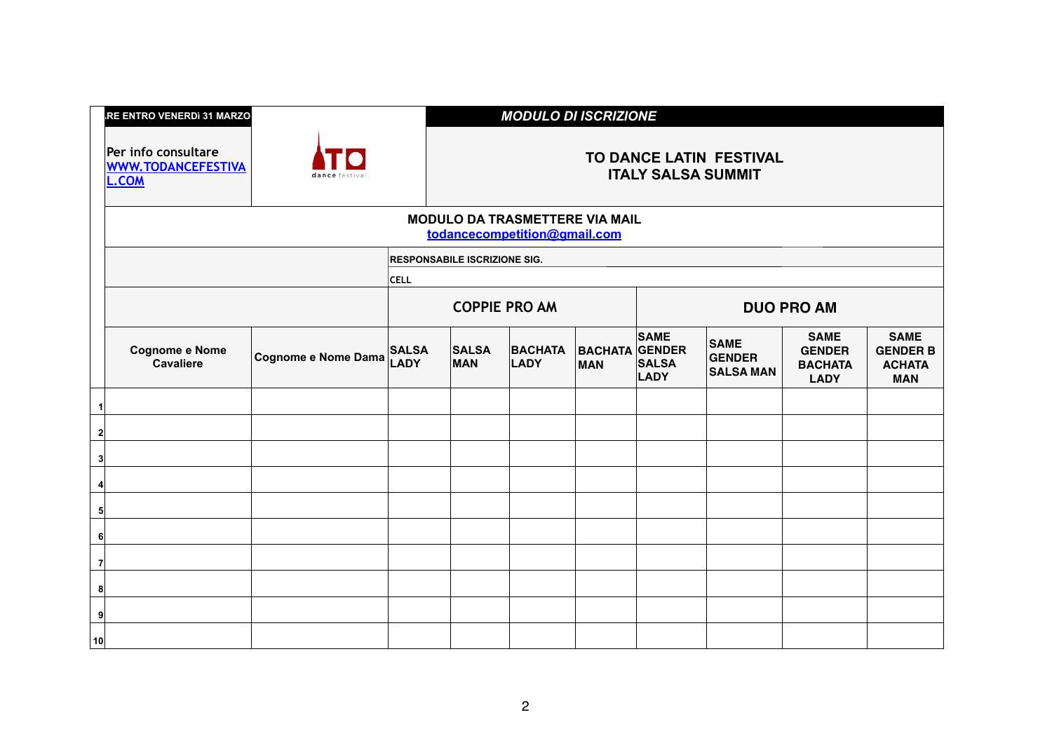| .RE ENTRO VENERDì 31 MARZO | | | **MODULO DI ISCRIZIONE** | | | | | | | |
|---|---|---|---|---|---|---|---|---|---|---|
| | Per info consultare [WWW.TODANCEFESTIVAL.COM](http://WWW.TODANCEFESTIVAL.COM) | TO dance festival | **TO DANCE LATIN FESTIVAL ITALY SALSA SUMMIT** | | | | | | | |
| | **MODULO DA TRASMETTERE VIA MAIL** todancecompetition@gmail.com | | | | | | | | | |
| | | | **RESPONSABILE ISCRIZIONE SIG.** | | | | | | | |
| | | | **CELL** | | | | | | | |
| | | | **COPPIE PRO AM** | | | | **DUO PRO AM** | | | |
| | **Cognome e Nome Cavaliere** | **Cognome e Nome Dama** | **SALSA LADY** | **SALSA MAN** | **BACHATA LADY** | **BACHATA MAN** | **SAME GENDER SALSA LADY** | **SAME GENDER SALSA MAN** | **SAME GENDER BACHATA LADY** | **SAME GENDER BACHATA MAN** |
| 1 | | | | | | | | | | |
| 2 | | | | | | | | | | |
| 3 | | | | | | | | | | |
| 4 | | | | | | | | | | |
| 5 | | | | | | | | | | |
| 6 | | | | | | | | | | |
| 7 | | | | | | | | | | |
| 8 | | | | | | | | | | |
| 9 | | | | | | | | | | |
| 10 | | | | | | | | | | |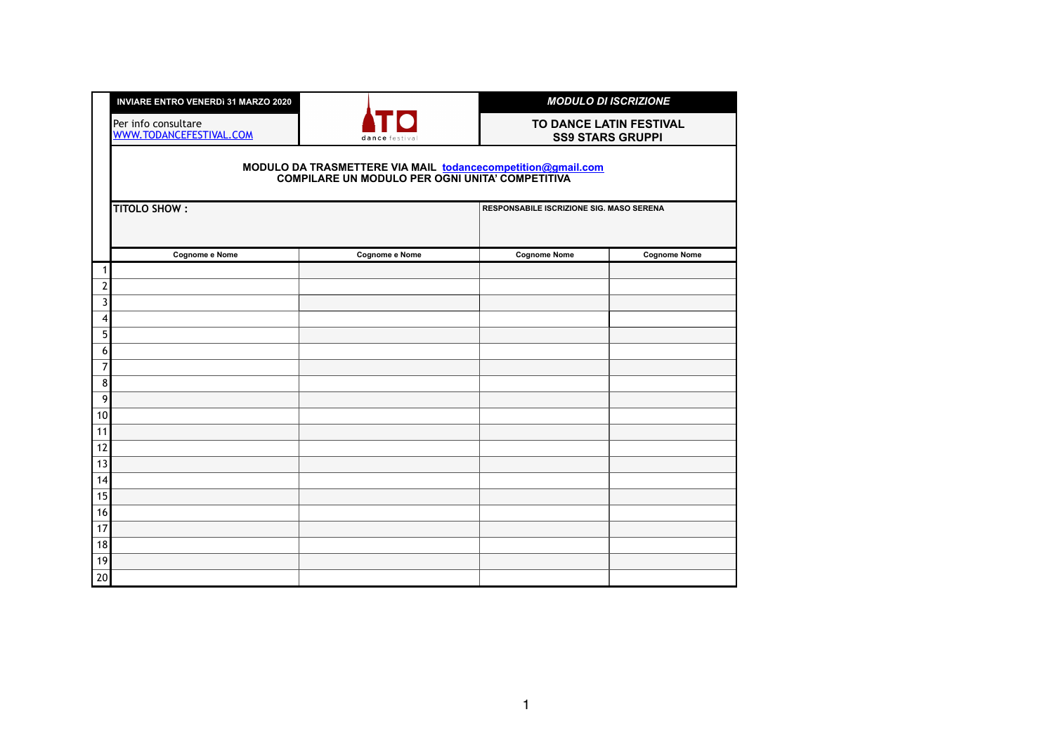**INVIARE ENTRO VENERDì 31 MARZO 2020**

Per info consultare
WWW.TODANCEFESTIVAL.COM

TO dance festival

***MODULO DI ISCRIZIONE***

**TO DANCE LATIN FESTIVAL**
**SS9 STARS GRUPPI**

**MODULO DA TRASMETTERE VIA MAIL todancecompetition@gmail.com**
**COMPILARE UN MODULO PER OGNI UNITA' COMPETITIVA**

**TITOLO SHOW :**

**RESPONSABILE ISCRIZIONE SIG. MASO SERENA**

| | Cognome e Nome | Cognome e Nome | Cognome Nome | Cognome Nome |
|---|---|---|---|---|
| 1 | | | | |
| 2 | | | | |
| 3 | | | | |
| 4 | | | | |
| 5 | | | | |
| 6 | | | | |
| 7 | | | | |
| 8 | | | | |
| 9 | | | | |
| 10 | | | | |
| 11 | | | | |
| 12 | | | | |
| 13 | | | | |
| 14 | | | | |
| 15 | | | | |
| 16 | | | | |
| 17 | | | | |
| 18 | | | | |
| 19 | | | | |
| 20 | | | | |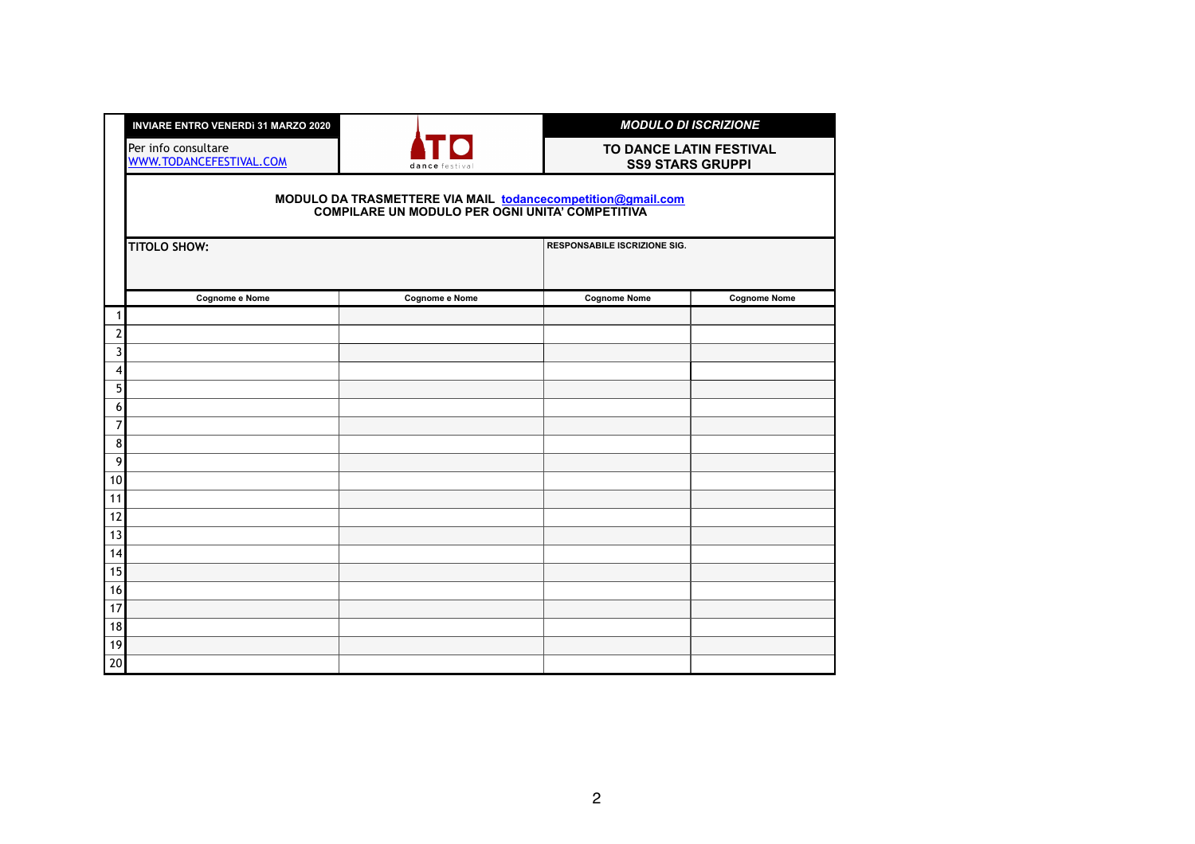**INVIARE ENTRO VENERDì 31 MARZO 2020**

Per info consultare [WWW.TODANCEFESTIVAL.COM](http://WWW.TODANCEFESTIVAL.COM)

TO dance festival

***MODULO DI ISCRIZIONE***

**TO DANCE LATIN FESTIVAL**
**SS9 STARS GRUPPI**

**MODULO DA TRASMETTERE VIA MAIL todancecompetition@gmail.com**
**COMPILARE UN MODULO PER OGNI UNITA' COMPETITIVA**

**TITOLO SHOW:**

**RESPONSABILE ISCRIZIONE SIG.**

| | Cognome e Nome | Cognome e Nome | Cognome Nome | Cognome Nome |
|---|---|---|---|---|
| 1 | | | | |
| 2 | | | | |
| 3 | | | | |
| 4 | | | | |
| 5 | | | | |
| 6 | | | | |
| 7 | | | | |
| 8 | | | | |
| 9 | | | | |
| 10 | | | | |
| 11 | | | | |
| 12 | | | | |
| 13 | | | | |
| 14 | | | | |
| 15 | | | | |
| 16 | | | | |
| 17 | | | | |
| 18 | | | | |
| 19 | | | | |
| 20 | | | | |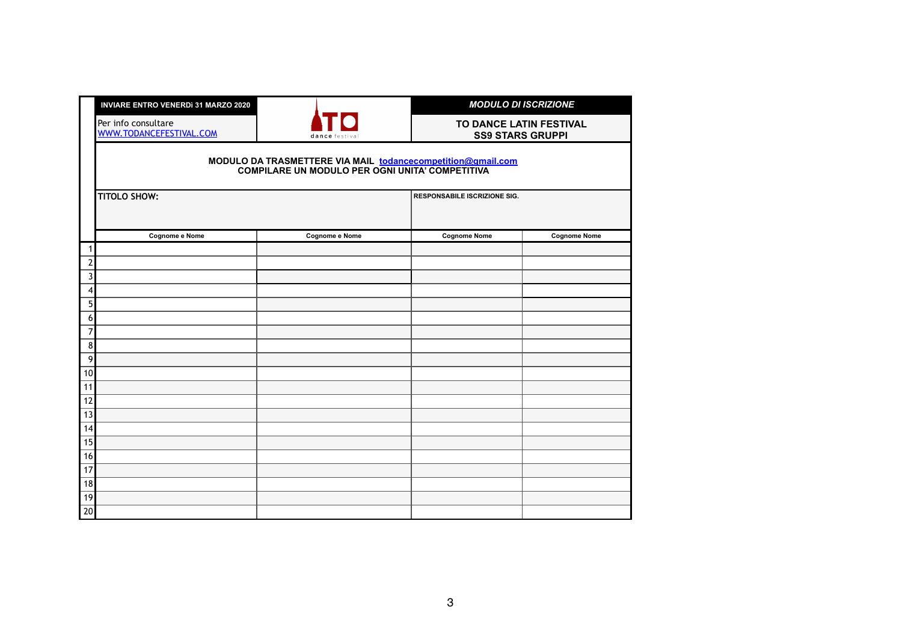| | **INVIARE ENTRO VENERDì 31 MARZO 2020** | TO dance festival | ***MODULO DI ISCRIZIONE*** | |
|---|---|---|---|---|
| | Per info consultare [WWW.TODANCEFESTIVAL.COM](http://WWW.TODANCEFESTIVAL.COM) | | **TO DANCE LATIN FESTIVAL SS9 STARS GRUPPI** | |
| | **MODULO DA TRASMETTERE VIA MAIL [todancecompetition@gmail.com](mailto:todancecompetition@gmail.com) COMPILARE UN MODULO PER OGNI UNITA' COMPETITIVA** | | | |
| | **TITOLO SHOW:** | | **RESPONSABILE ISCRIZIONE SIG.** | |
| | **Cognome e Nome** | **Cognome e Nome** | **Cognome Nome** | **Cognome Nome** |
| 1 | | | | |
| 2 | | | | |
| 3 | | | | |
| 4 | | | | |
| 5 | | | | |
| 6 | | | | |
| 7 | | | | |
| 8 | | | | |
| 9 | | | | |
| 10 | | | | |
| 11 | | | | |
| 12 | | | | |
| 13 | | | | |
| 14 | | | | |
| 15 | | | | |
| 16 | | | | |
| 17 | | | | |
| 18 | | | | |
| 19 | | | | |
| 20 | | | | |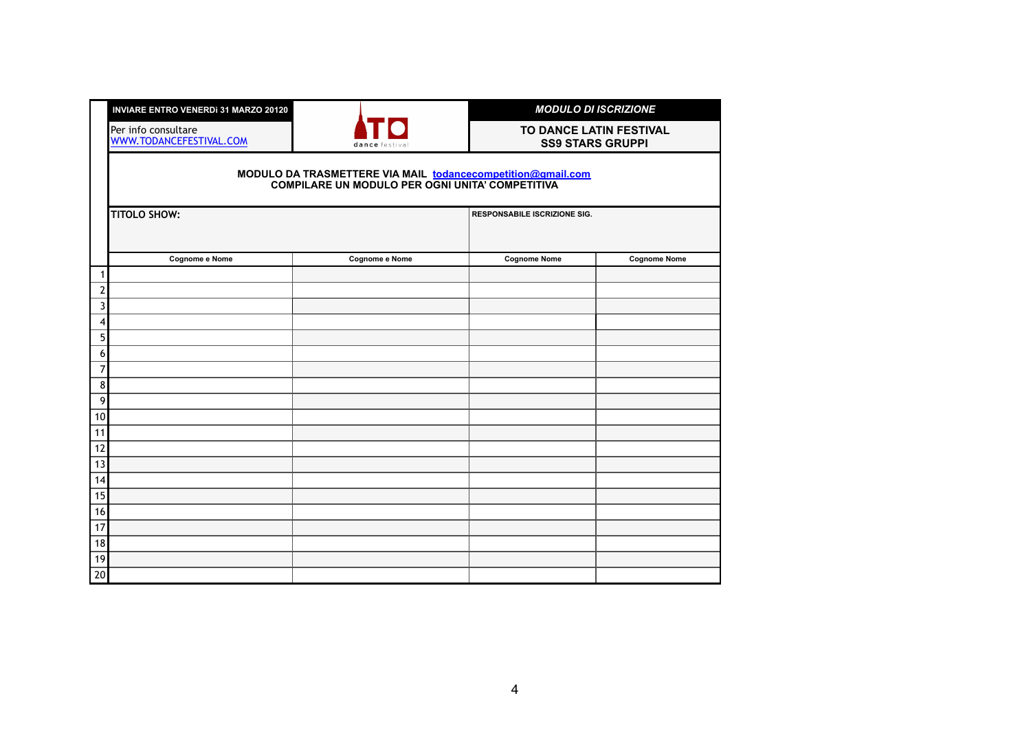**INVIARE ENTRO VENERDì 31 MARZO 20120**

Per info consultare
WWW.TODANCEFESTIVAL.COM

TO dance festival

***MODULO DI ISCRIZIONE***

**TO DANCE LATIN FESTIVAL**
**SS9 STARS GRUPPI**

**MODULO DA TRASMETTERE VIA MAIL todancecompetition@gmail.com**
**COMPILARE UN MODULO PER OGNI UNITA' COMPETITIVA**

**TITOLO SHOW:**

**RESPONSABILE ISCRIZIONE SIG.**

| | Cognome e Nome | Cognome e Nome | Cognome Nome | Cognome Nome |
|---|---|---|---|---|
| 1 | | | | |
| 2 | | | | |
| 3 | | | | |
| 4 | | | | |
| 5 | | | | |
| 6 | | | | |
| 7 | | | | |
| 8 | | | | |
| 9 | | | | |
| 10 | | | | |
| 11 | | | | |
| 12 | | | | |
| 13 | | | | |
| 14 | | | | |
| 15 | | | | |
| 16 | | | | |
| 17 | | | | |
| 18 | | | | |
| 19 | | | | |
| 20 | | | | |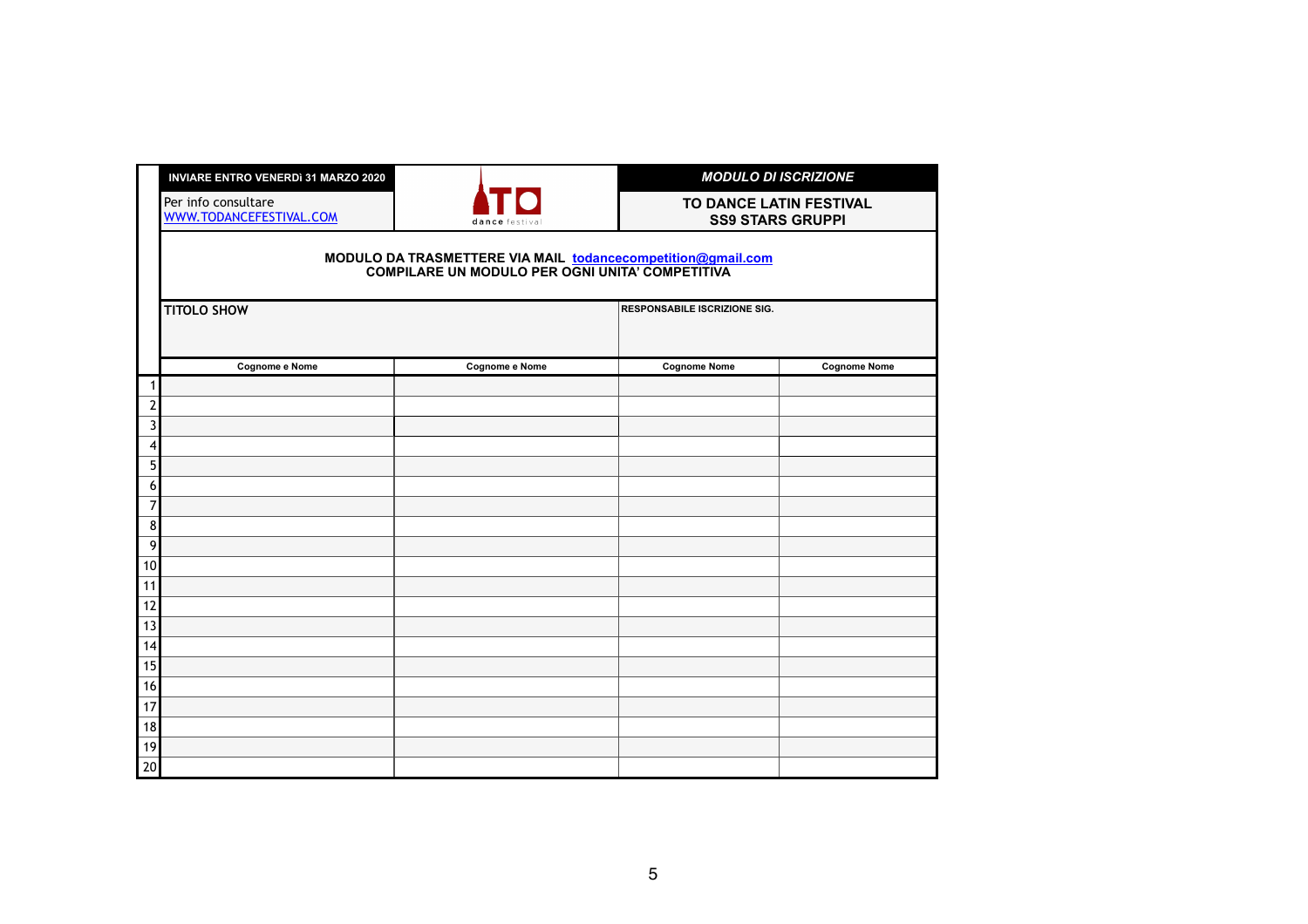**INVIARE ENTRO VENERDì 31 MARZO 2020**

Per info consultare
WWW.TODANCEFESTIVAL.COM

TO dance festival

***MODULO DI ISCRIZIONE***

**TO DANCE LATIN FESTIVAL**
**SS9 STARS GRUPPI**

**MODULO DA TRASMETTERE VIA MAIL todancecompetition@gmail.com**
**COMPILARE UN MODULO PER OGNI UNITA' COMPETITIVA**

**TITOLO SHOW**

**RESPONSABILE ISCRIZIONE SIG.**

| | Cognome e Nome | Cognome e Nome | Cognome Nome | Cognome Nome |
|---|---|---|---|---|
| 1 | | | | |
| 2 | | | | |
| 3 | | | | |
| 4 | | | | |
| 5 | | | | |
| 6 | | | | |
| 7 | | | | |
| 8 | | | | |
| 9 | | | | |
| 10 | | | | |
| 11 | | | | |
| 12 | | | | |
| 13 | | | | |
| 14 | | | | |
| 15 | | | | |
| 16 | | | | |
| 17 | | | | |
| 18 | | | | |
| 19 | | | | |
| 20 | | | | |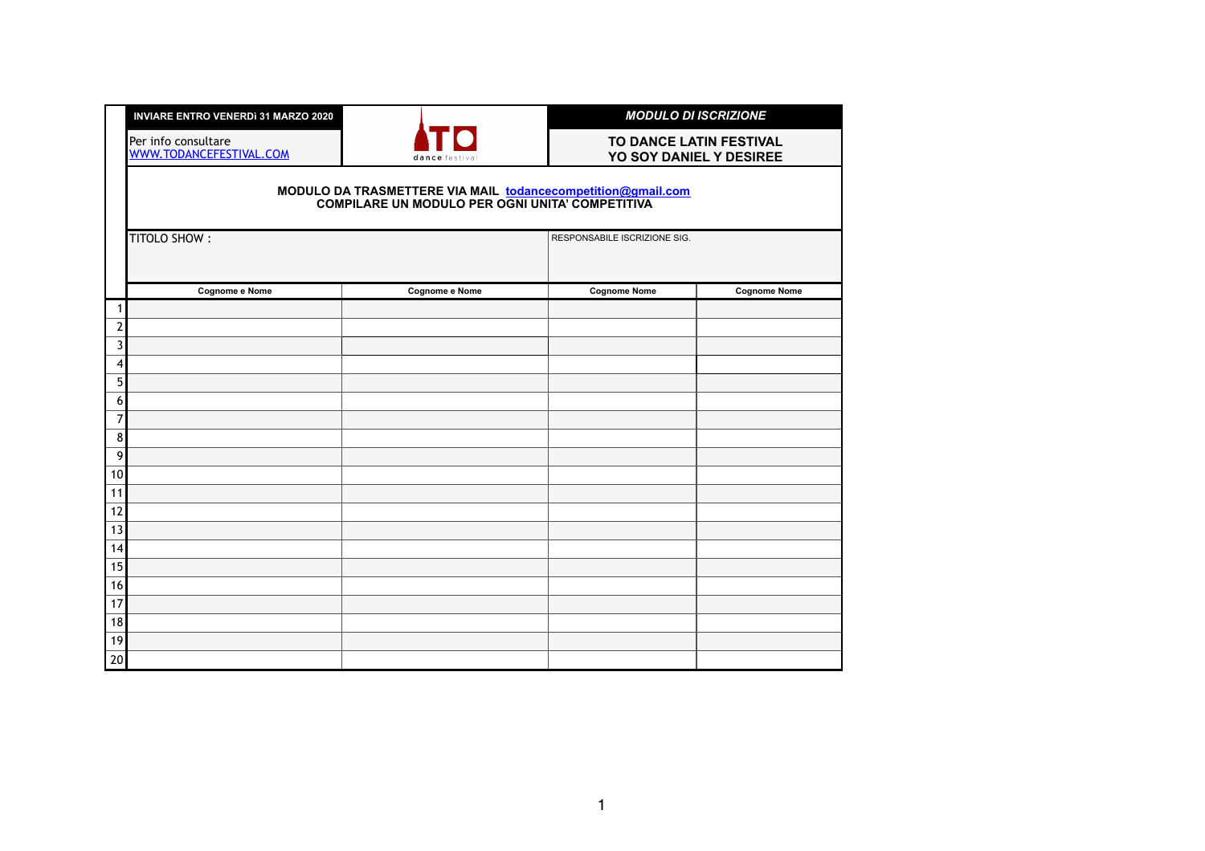| **INVIARE ENTRO VENERDì 31 MARZO 2020** | TO dance festival | ***MODULO DI ISCRIZIONE*** |
|---|---|---|
| Per info consultare [WWW.TODANCEFESTIVAL.COM](http://WWW.TODANCEFESTIVAL.COM) | | **TO DANCE LATIN FESTIVAL YO SOY DANIEL Y DESIREE** |

**MODULO DA TRASMETTERE VIA MAIL [todancecompetition@gmail.com](mailto:todancecompetition@gmail.com)**
**COMPILARE UN MODULO PER OGNI UNITA' COMPETITIVA**

TITOLO SHOW :

RESPONSABILE ISCRIZIONE SIG.

| | Cognome e Nome | Cognome e Nome | Cognome Nome | Cognome Nome |
|---|---|---|---|---|
| 1 | | | | |
| 2 | | | | |
| 3 | | | | |
| 4 | | | | |
| 5 | | | | |
| 6 | | | | |
| 7 | | | | |
| 8 | | | | |
| 9 | | | | |
| 10 | | | | |
| 11 | | | | |
| 12 | | | | |
| 13 | | | | |
| 14 | | | | |
| 15 | | | | |
| 16 | | | | |
| 17 | | | | |
| 18 | | | | |
| 19 | | | | |
| 20 | | | | |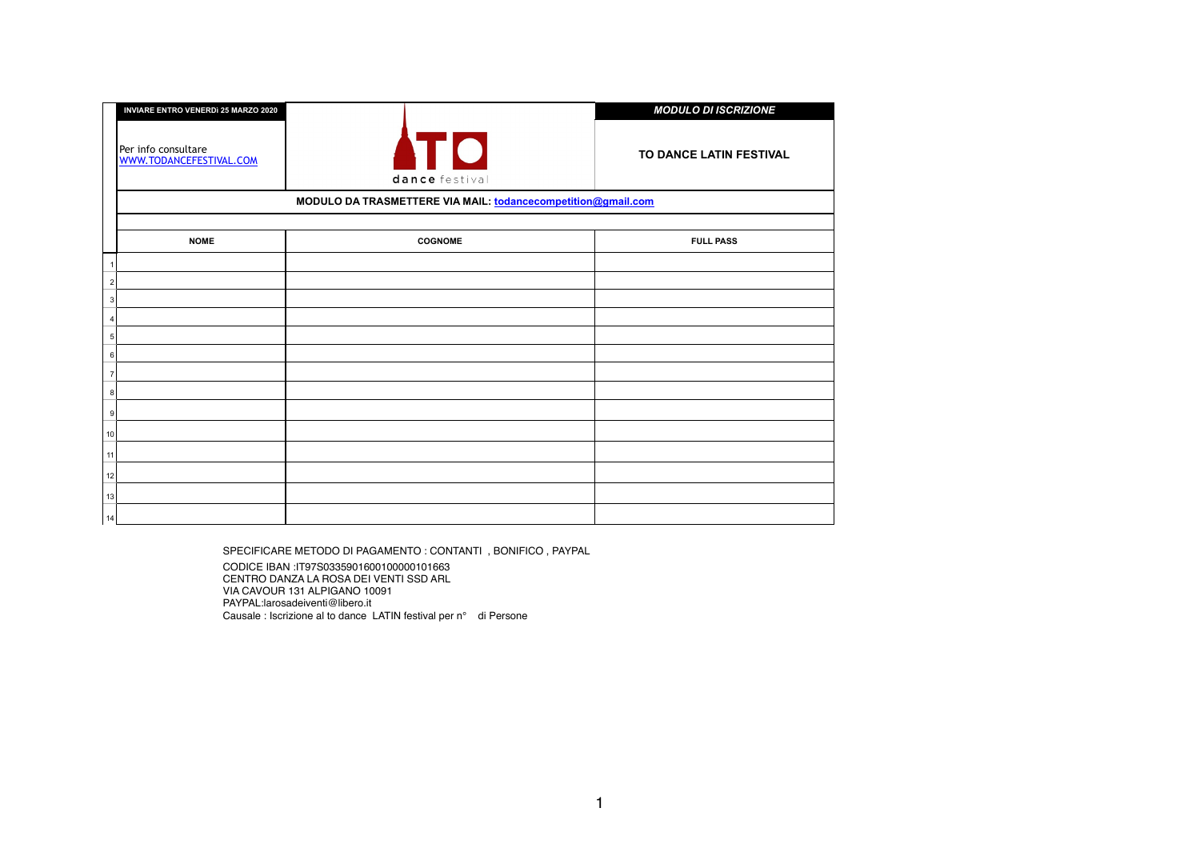| INVIARE ENTRO VENERDì 25 MARZO 2020 | | ***MODULO DI ISCRIZIONE*** |
|---|---|---|
| Per info consultare WWW.TODANCEFESTIVAL.COM | TO dance festival | **TO DANCE LATIN FESTIVAL** |

**MODULO DA TRASMETTERE VIA MAIL: todancecompetition@gmail.com**

| | NOME | COGNOME | FULL PASS |
|---|---|---|---|
| 1 | | | |
| 2 | | | |
| 3 | | | |
| 4 | | | |
| 5 | | | |
| 6 | | | |
| 7 | | | |
| 8 | | | |
| 9 | | | |
| 10 | | | |
| 11 | | | |
| 12 | | | |
| 13 | | | |
| 14 | | | |

SPECIFICARE METODO DI PAGAMENTO : CONTANTI , BONIFICO , PAYPAL

CODICE IBAN :IT97S0335901600100000101663
CENTRO DANZA LA ROSA DEI VENTI SSD ARL
VIA CAVOUR 131 ALPIGANO 10091
PAYPAL:larosadeiventi@libero.it
Causale : Iscrizione al to dance LATIN festival per n° di Persone